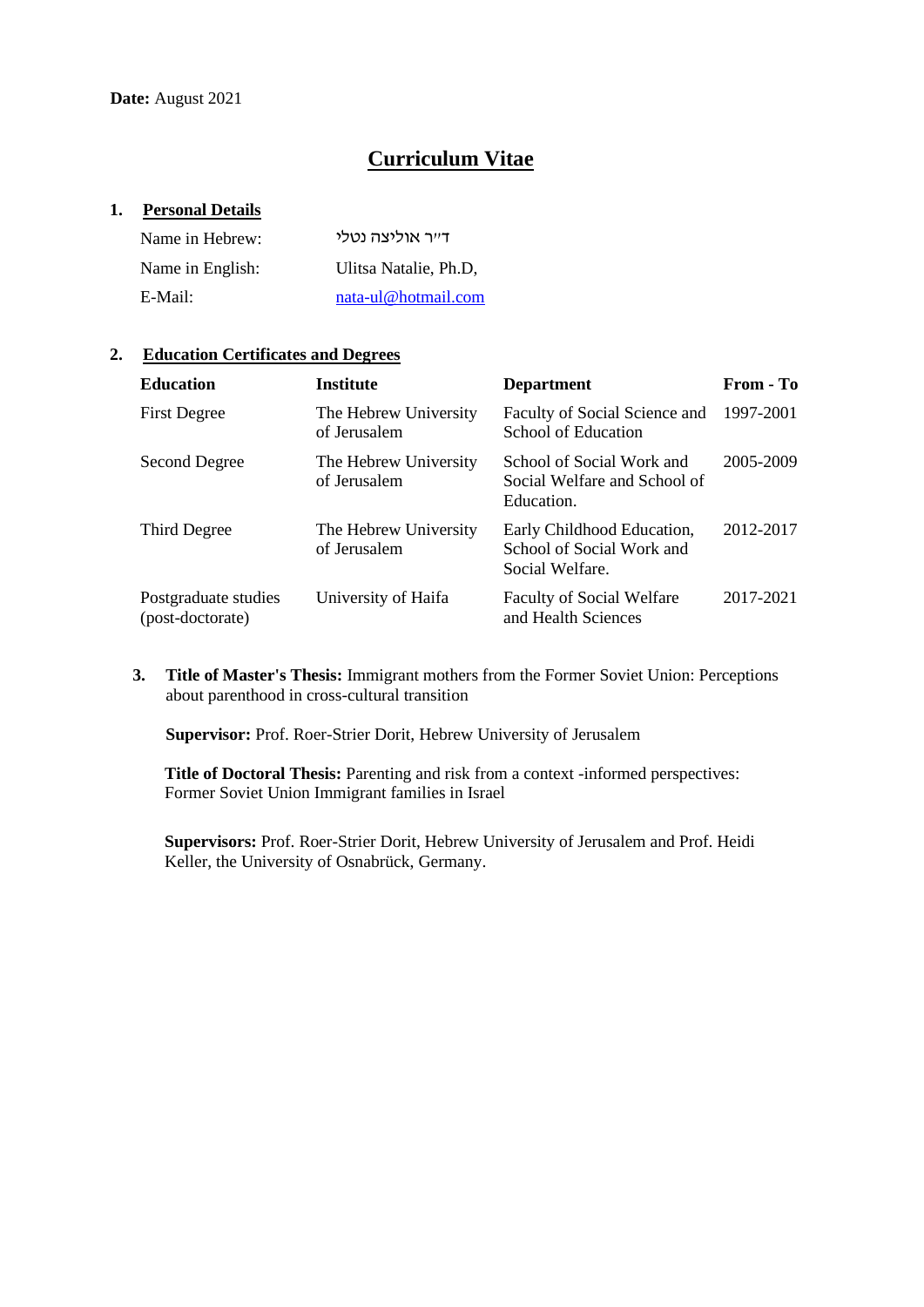**Date:** August 2021

# Curriculum Vitae

## 1. Personal Details

| | |
|---|---|
| Name in Hebrew: | ד"ר אוליצה נטלי |
| Name in English: | Ulitsa Natalie, Ph.D, |
| E-Mail: | nata-ul@hotmail.com |

## 2. Education Certificates and Degrees

| Education | Institute | Department | From - To |
|---|---|---|---|
| First Degree | The Hebrew University of Jerusalem | Faculty of Social Science and School of Education | 1997-2001 |
| Second Degree | The Hebrew University of Jerusalem | School of Social Work and Social Welfare and School of Education. | 2005-2009 |
| Third Degree | The Hebrew University of Jerusalem | Early Childhood Education, School of Social Work and Social Welfare. | 2012-2017 |
| Postgraduate studies (post-doctorate) | University of Haifa | Faculty of Social Welfare and Health Sciences | 2017-2021 |

3. **Title of Master's Thesis:** Immigrant mothers from the Former Soviet Union: Perceptions about parenthood in cross-cultural transition

**Supervisor:** Prof. Roer-Strier Dorit, Hebrew University of Jerusalem

**Title of Doctoral Thesis:** Parenting and risk from a context -informed perspectives: Former Soviet Union Immigrant families in Israel

**Supervisors:** Prof. Roer-Strier Dorit, Hebrew University of Jerusalem and Prof. Heidi Keller, the University of Osnabrück, Germany.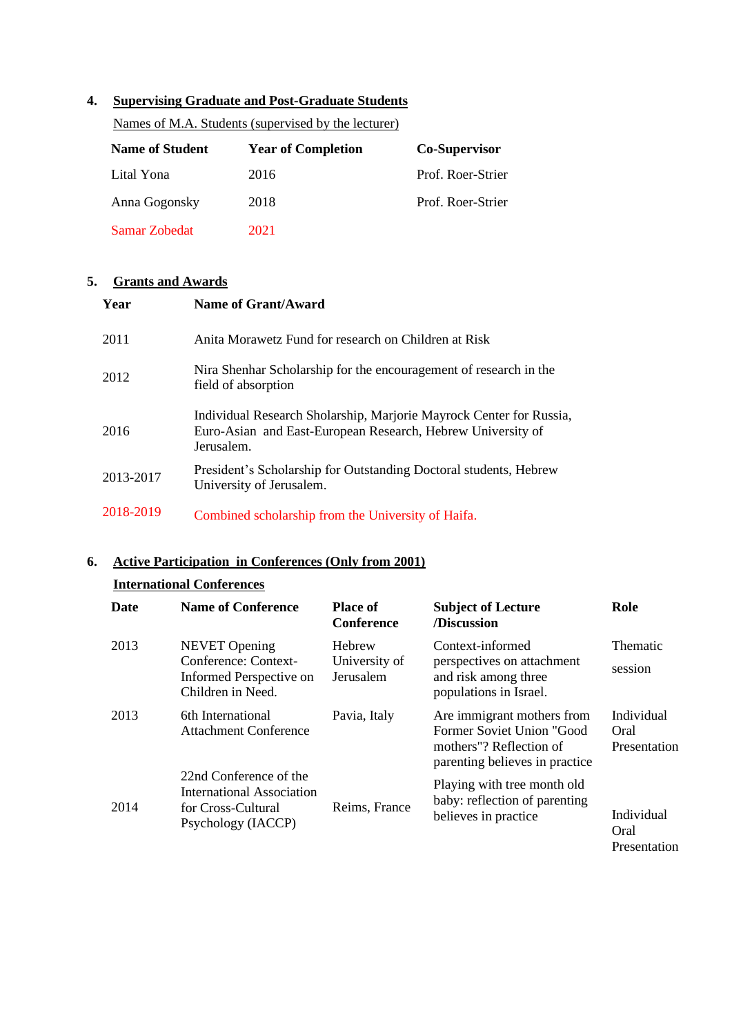4. **Supervising Graduate and Post-Graduate Students**

Names of M.A. Students (supervised by the lecturer)

| Name of Student | Year of Completion | Co-Supervisor |
|---|---|---|
| Lital Yona | 2016 | Prof. Roer-Strier |
| Anna Gogonsky | 2018 | Prof. Roer-Strier |
| Samar Zobedat | 2021 | |

5. **Grants and Awards**

| Year | Name of Grant/Award |
|---|---|
| 2011 | Anita Morawetz Fund for research on Children at Risk |
| 2012 | Nira Shenhar Scholarship for the encouragement of research in the field of absorption |
| 2016 | Individual Research Sholarship, Marjorie Mayrock Center for Russia, Euro-Asian and East-European Research, Hebrew University of Jerusalem. |
| 2013-2017 | President's Scholarship for Outstanding Doctoral students, Hebrew University of Jerusalem. |
| 2018-2019 | Combined scholarship from the University of Haifa. |

6. **Active Participation in Conferences (Only from 2001)**

**International Conferences**

| Date | Name of Conference | Place of Conference | Subject of Lecture /Discussion | Role |
|---|---|---|---|---|
| 2013 | NEVET Opening Conference: Context-Informed Perspective on Children in Need. | Hebrew University of Jerusalem | Context-informed perspectives on attachment and risk among three populations in Israel. | Thematic session |
| 2013 | 6th International Attachment Conference | Pavia, Italy | Are immigrant mothers from Former Soviet Union "Good mothers"? Reflection of parenting believes in practice | Individual Oral Presentation |
| 2014 | 22nd Conference of the International Association for Cross-Cultural Psychology (IACCP) | Reims, France | Playing with tree month old baby: reflection of parenting believes in practice | Individual Oral Presentation |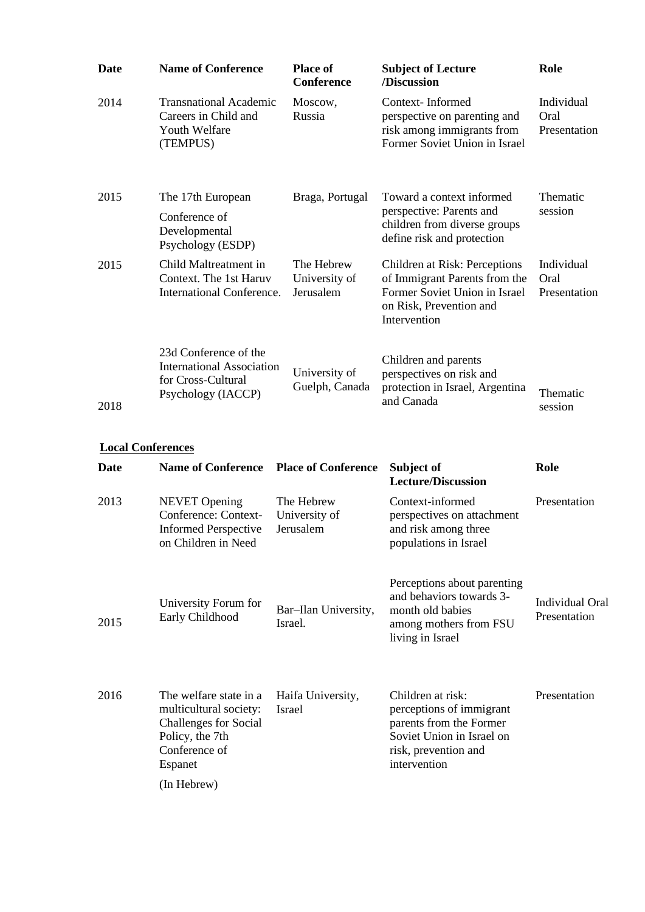| Date | Name of Conference | Place of Conference | Subject of Lecture /Discussion | Role |
|---|---|---|---|---|
| 2014 | Transnational Academic Careers in Child and Youth Welfare (TEMPUS) | Moscow, Russia | Context- Informed perspective on parenting and risk among immigrants from Former Soviet Union in Israel | Individual Oral Presentation |
| 2015 | The 17th European Conference of Developmental Psychology (ESDP) | Braga, Portugal | Toward a context informed perspective: Parents and children from diverse groups define risk and protection | Thematic session |
| 2015 | Child Maltreatment in Context. The 1st Haruv International Conference. | The Hebrew University of Jerusalem | Children at Risk: Perceptions of Immigrant Parents from the Former Soviet Union in Israel on Risk, Prevention and Intervention | Individual Oral Presentation |
| 2018 | 23d Conference of the International Association for Cross-Cultural Psychology (IACCP) | University of Guelph, Canada | Children and parents perspectives on risk and protection in Israel, Argentina and Canada | Thematic session |

**<u>Local Conferences</u>**

| Date | Name of Conference | Place of Conference | Subject of Lecture/Discussion | Role |
|---|---|---|---|---|
| 2013 | NEVET Opening Conference: Context-Informed Perspective on Children in Need | The Hebrew University of Jerusalem | Context-informed perspectives on attachment and risk among three populations in Israel | Presentation |
| 2015 | University Forum for Early Childhood | Bar–Ilan University, Israel. | Perceptions about parenting and behaviors towards 3-month old babies among mothers from FSU living in Israel | Individual Oral Presentation |
| 2016 | The welfare state in a multicultural society: Challenges for Social Policy, the 7th Conference of Espanet (In Hebrew) | Haifa University, Israel | Children at risk: perceptions of immigrant parents from the Former Soviet Union in Israel on risk, prevention and intervention | Presentation |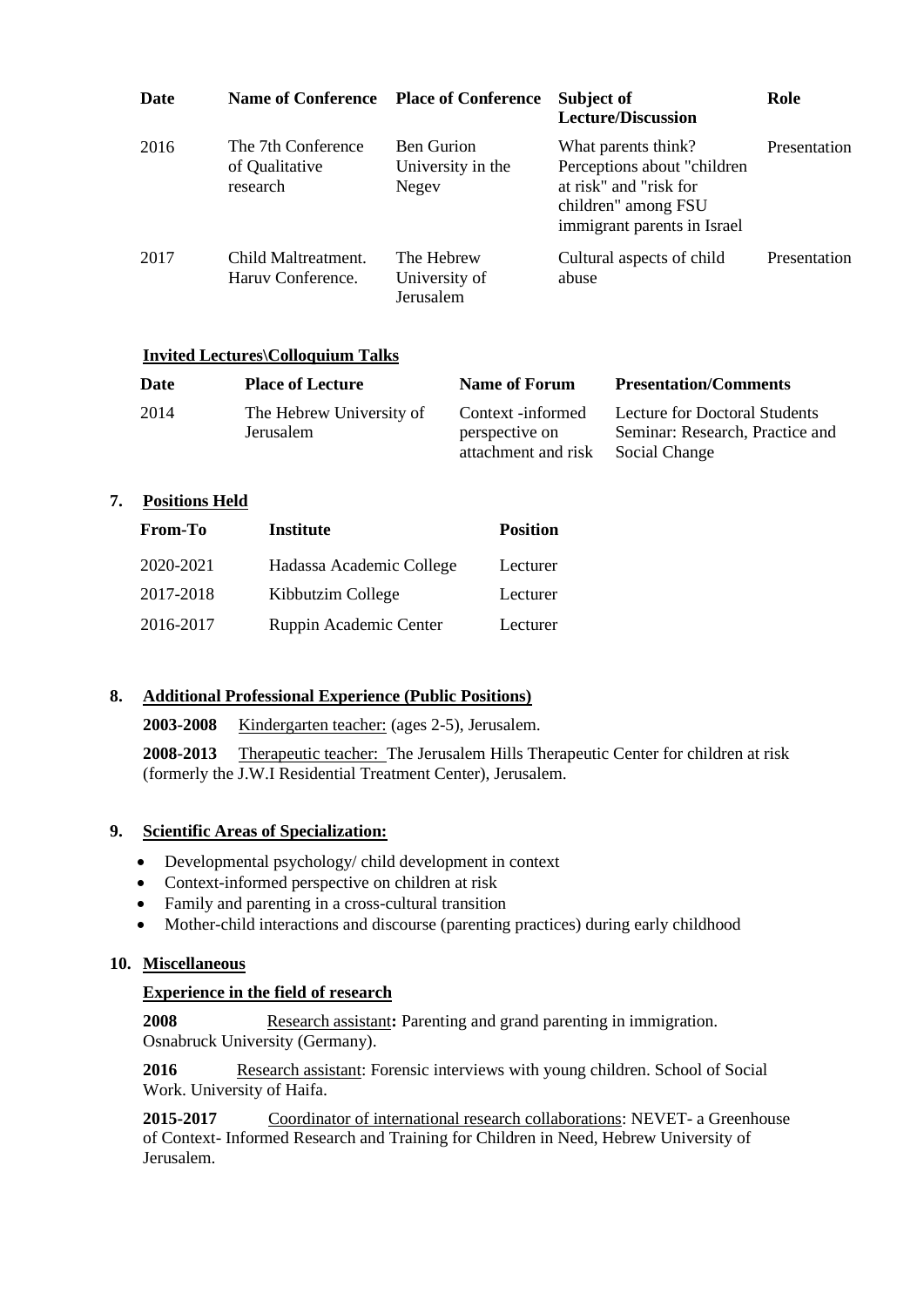| Date | Name of Conference | Place of Conference | Subject of Lecture/Discussion | Role |
|---|---|---|---|---|
| 2016 | The 7th Conference of Qualitative research | Ben Gurion University in the Negev | What parents think? Perceptions about "children at risk" and "risk for children" among FSU immigrant parents in Israel | Presentation |
| 2017 | Child Maltreatment. Haruv Conference. | The Hebrew University of Jerusalem | Cultural aspects of child abuse | Presentation |

**Invited Lectures\Colloquium Talks**

| Date | Place of Lecture | Name of Forum | Presentation/Comments |
|---|---|---|---|
| 2014 | The Hebrew University of Jerusalem | Context -informed perspective on attachment and risk | Lecture for Doctoral Students Seminar: Research, Practice and Social Change |

## 7. Positions Held

| From-To | Institute | Position |
|---|---|---|
| 2020-2021 | Hadassa Academic College | Lecturer |
| 2017-2018 | Kibbutzim College | Lecturer |
| 2016-2017 | Ruppin Academic Center | Lecturer |

## 8. Additional Professional Experience (Public Positions)

**2003-2008** Kindergarten teacher: (ages 2-5), Jerusalem.

**2008-2013** Therapeutic teacher: The Jerusalem Hills Therapeutic Center for children at risk (formerly the J.W.I Residential Treatment Center), Jerusalem.

## 9. Scientific Areas of Specialization:

- Developmental psychology/ child development in context
- Context-informed perspective on children at risk
- Family and parenting in a cross-cultural transition
- Mother-child interactions and discourse (parenting practices) during early childhood

## 10. Miscellaneous

**Experience in the field of research**

**2008** Research assistant**:** Parenting and grand parenting in immigration. Osnabruck University (Germany).

**2016** Research assistant: Forensic interviews with young children. School of Social Work. University of Haifa.

**2015-2017** Coordinator of international research collaborations: NEVET- a Greenhouse of Context- Informed Research and Training for Children in Need, Hebrew University of Jerusalem.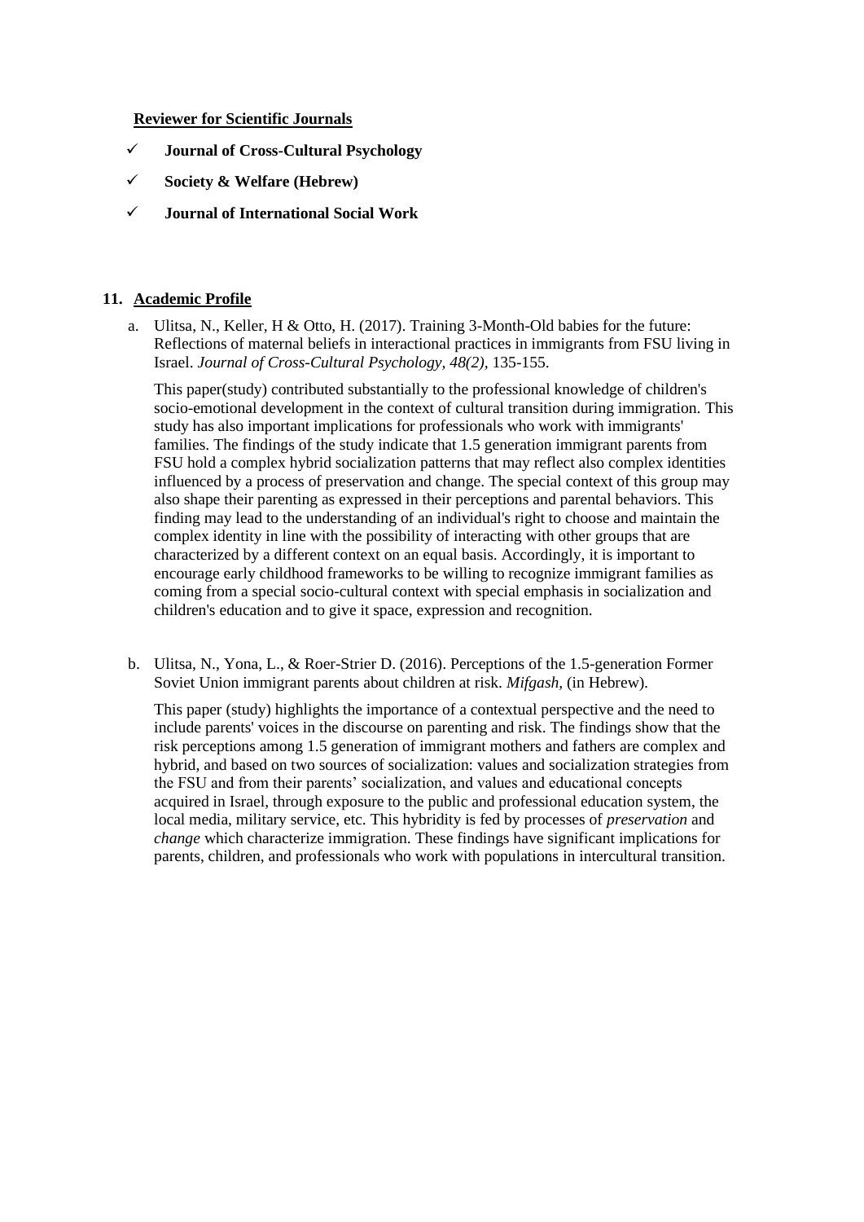**Reviewer for Scientific Journals**

- ✓ **Journal of Cross-Cultural Psychology**
- ✓ **Society & Welfare (Hebrew)**
- ✓ **Journal of International Social Work**

## 11. Academic Profile

a. Ulitsa, N., Keller, H & Otto, H. (2017). Training 3-Month-Old babies for the future: Reflections of maternal beliefs in interactional practices in immigrants from FSU living in Israel. *Journal of Cross-Cultural Psychology, 48(2),* 135-155.

   This paper(study) contributed substantially to the professional knowledge of children's socio-emotional development in the context of cultural transition during immigration. This study has also important implications for professionals who work with immigrants' families. The findings of the study indicate that 1.5 generation immigrant parents from FSU hold a complex hybrid socialization patterns that may reflect also complex identities influenced by a process of preservation and change. The special context of this group may also shape their parenting as expressed in their perceptions and parental behaviors. This finding may lead to the understanding of an individual's right to choose and maintain the complex identity in line with the possibility of interacting with other groups that are characterized by a different context on an equal basis. Accordingly, it is important to encourage early childhood frameworks to be willing to recognize immigrant families as coming from a special socio-cultural context with special emphasis in socialization and children's education and to give it space, expression and recognition.

b. Ulitsa, N., Yona, L., & Roer-Strier D. (2016). Perceptions of the 1.5-generation Former Soviet Union immigrant parents about children at risk. *Mifgash,* (in Hebrew).

   This paper (study) highlights the importance of a contextual perspective and the need to include parents' voices in the discourse on parenting and risk. The findings show that the risk perceptions among 1.5 generation of immigrant mothers and fathers are complex and hybrid, and based on two sources of socialization: values and socialization strategies from the FSU and from their parents' socialization, and values and educational concepts acquired in Israel, through exposure to the public and professional education system, the local media, military service, etc. This hybridity is fed by processes of *preservation* and *change* which characterize immigration. These findings have significant implications for parents, children, and professionals who work with populations in intercultural transition.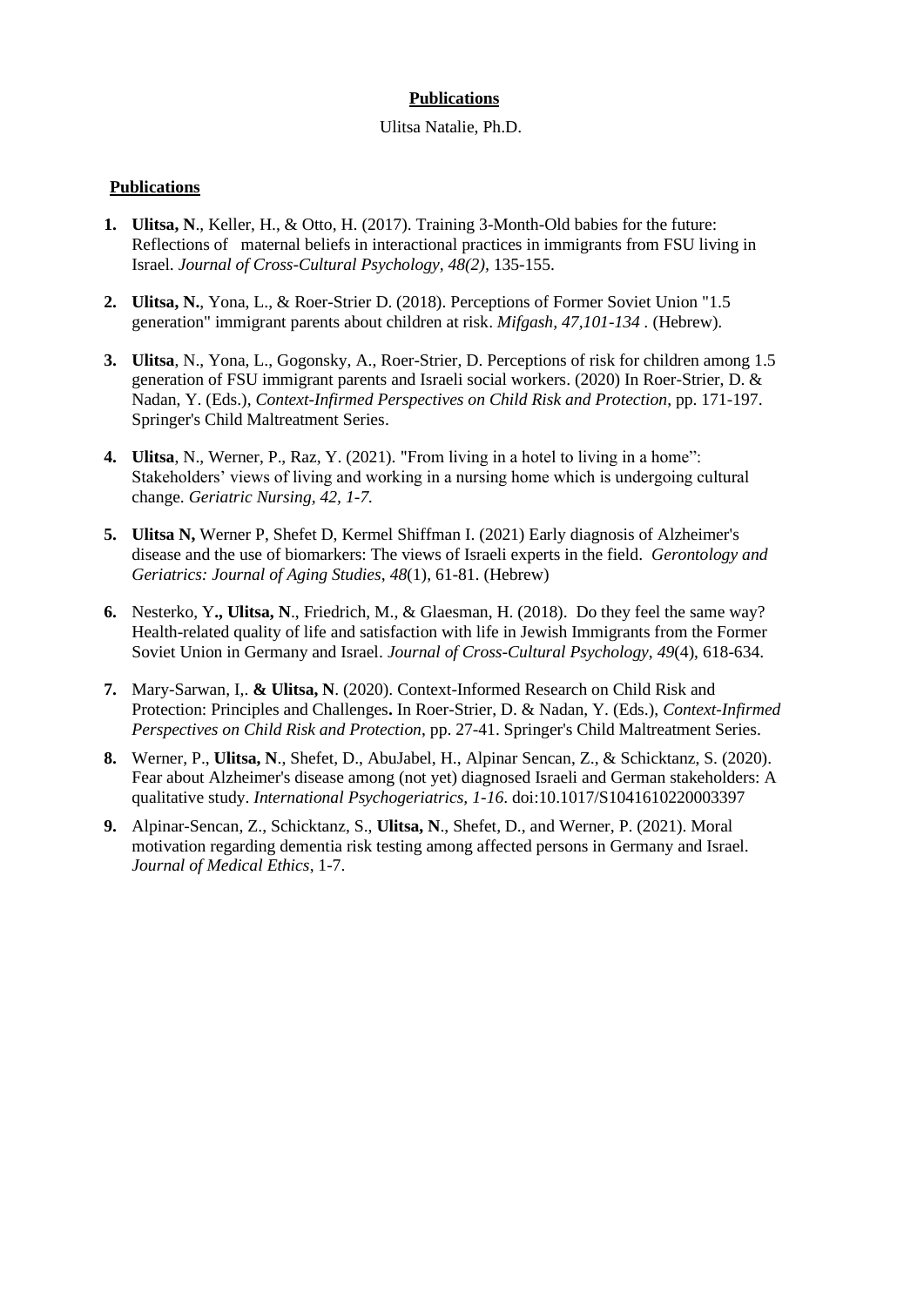**Publications**

Ulitsa Natalie, Ph.D.

**Publications**

1. **Ulitsa, N**., Keller, H., & Otto, H. (2017). Training 3-Month-Old babies for the future: Reflections of maternal beliefs in interactional practices in immigrants from FSU living in Israel. *Journal of Cross-Cultural Psychology, 48(2),* 135-155.

2. **Ulitsa, N.**, Yona, L., & Roer-Strier D. (2018). Perceptions of Former Soviet Union "1.5 generation" immigrant parents about children at risk. *Mifgash, 47,101-134* . (Hebrew).

3. **Ulitsa**, N., Yona, L., Gogonsky, A., Roer-Strier, D. Perceptions of risk for children among 1.5 generation of FSU immigrant parents and Israeli social workers. (2020) In Roer-Strier, D. & Nadan, Y. (Eds.), *Context-Infirmed Perspectives on Child Risk and Protection*, pp. 171-197. Springer's Child Maltreatment Series.

4. **Ulitsa**, N., Werner, P., Raz, Y. (2021). "From living in a hotel to living in a home": Stakeholders' views of living and working in a nursing home which is undergoing cultural change. *Geriatric Nursing, 42, 1-7.*

5. **Ulitsa N,** Werner P, Shefet D, Kermel Shiffman I. (2021) Early diagnosis of Alzheimer's disease and the use of biomarkers: The views of Israeli experts in the field. *Gerontology and Geriatrics: Journal of Aging Studies*, *48*(1), 61-81. (Hebrew)

6. Nesterko, Y**., Ulitsa, N**., Friedrich, M., & Glaesman, H. (2018). Do they feel the same way? Health-related quality of life and satisfaction with life in Jewish Immigrants from the Former Soviet Union in Germany and Israel. *Journal of Cross-Cultural Psychology*, *49*(4), 618-634.

7. Mary-Sarwan, I,. **& Ulitsa, N**. (2020). Context-Informed Research on Child Risk and Protection: Principles and Challenges**.** In Roer-Strier, D. & Nadan, Y. (Eds.), *Context-Infirmed Perspectives on Child Risk and Protection*, pp. 27-41. Springer's Child Maltreatment Series.

8. Werner, P., **Ulitsa, N**., Shefet, D., AbuJabel, H., Alpinar Sencan, Z., & Schicktanz, S. (2020). Fear about Alzheimer's disease among (not yet) diagnosed Israeli and German stakeholders: A qualitative study. *International Psychogeriatrics, 1-16*. doi:10.1017/S1041610220003397

9. Alpinar-Sencan, Z., Schicktanz, S., **Ulitsa, N**., Shefet, D., and Werner, P. (2021). Moral motivation regarding dementia risk testing among affected persons in Germany and Israel. *Journal of Medical Ethics*, 1-7.